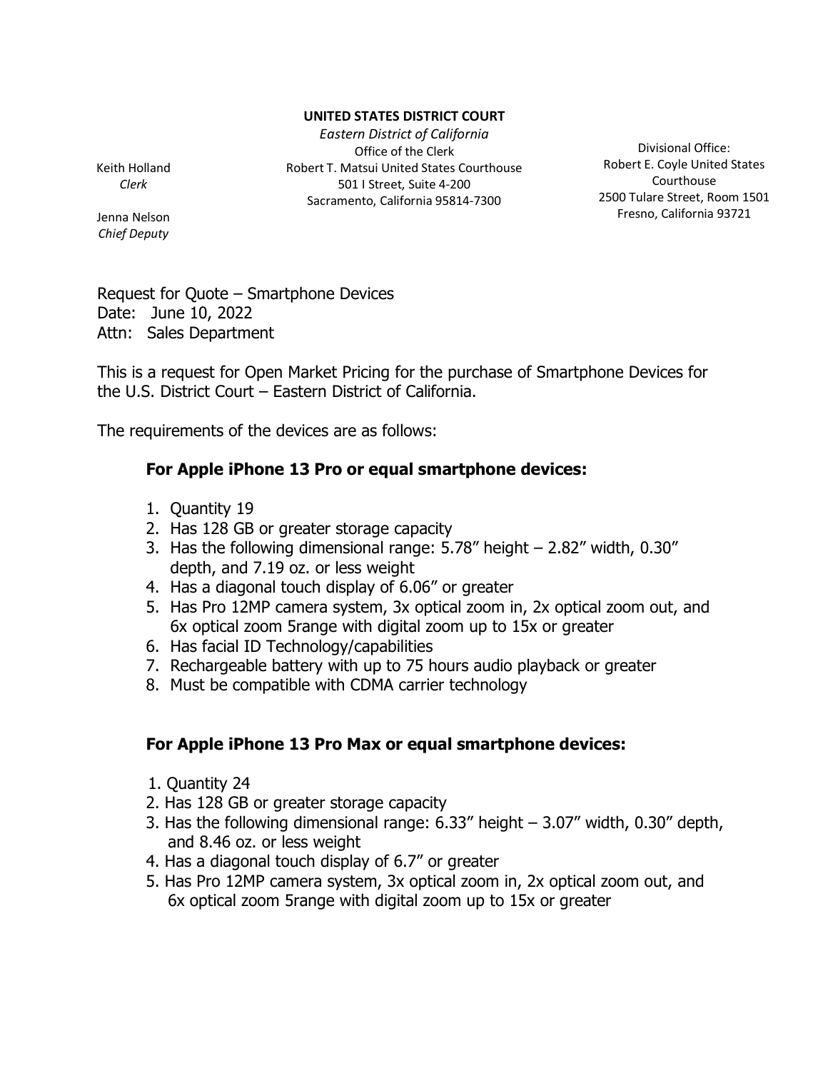**UNITED STATES DISTRICT COURT**

*Eastern District of California*
Office of the Clerk
Robert T. Matsui United States Courthouse
501 I Street, Suite 4-200
Sacramento, California 95814-7300

Keith Holland
*Clerk*

Jenna Nelson
*Chief Deputy*

Divisional Office:
Robert E. Coyle United States Courthouse
2500 Tulare Street, Room 1501
Fresno, California 93721

Request for Quote – Smartphone Devices
Date: June 10, 2022
Attn: Sales Department

This is a request for Open Market Pricing for the purchase of Smartphone Devices for the U.S. District Court – Eastern District of California.

The requirements of the devices are as follows:

**For Apple iPhone 13 Pro or equal smartphone devices:**

1. Quantity 19
2. Has 128 GB or greater storage capacity
3. Has the following dimensional range: 5.78" height – 2.82" width, 0.30" depth, and 7.19 oz. or less weight
4. Has a diagonal touch display of 6.06" or greater
5. Has Pro 12MP camera system, 3x optical zoom in, 2x optical zoom out, and 6x optical zoom 5range with digital zoom up to 15x or greater
6. Has facial ID Technology/capabilities
7. Rechargeable battery with up to 75 hours audio playback or greater
8. Must be compatible with CDMA carrier technology

**For Apple iPhone 13 Pro Max or equal smartphone devices:**

1. Quantity 24
2. Has 128 GB or greater storage capacity
3. Has the following dimensional range: 6.33" height – 3.07" width, 0.30" depth, and 8.46 oz. or less weight
4. Has a diagonal touch display of 6.7" or greater
5. Has Pro 12MP camera system, 3x optical zoom in, 2x optical zoom out, and 6x optical zoom 5range with digital zoom up to 15x or greater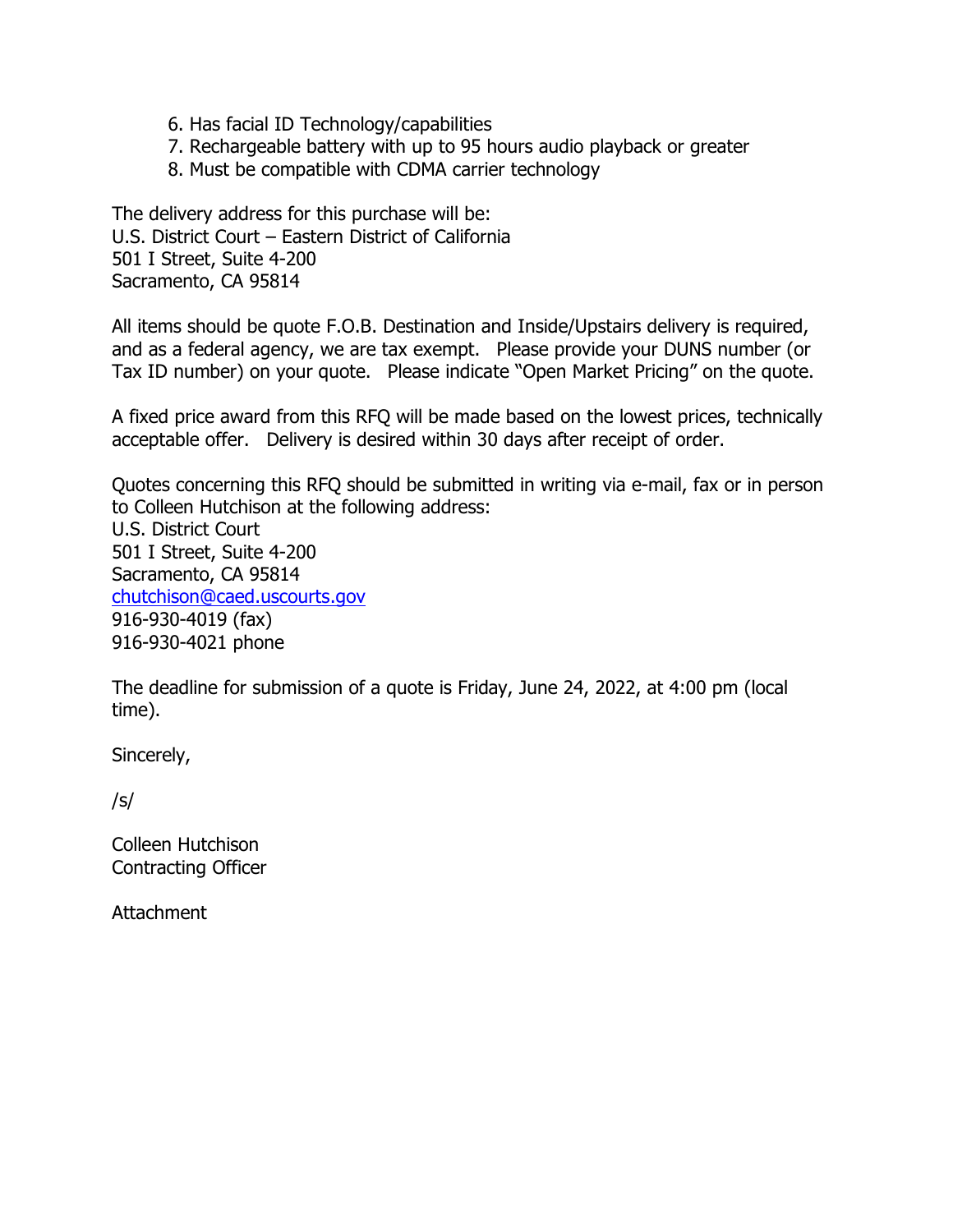6. Has facial ID Technology/capabilities
7. Rechargeable battery with up to 95 hours audio playback or greater
8. Must be compatible with CDMA carrier technology

The delivery address for this purchase will be:
U.S. District Court – Eastern District of California
501 I Street, Suite 4-200
Sacramento, CA 95814

All items should be quote F.O.B. Destination and Inside/Upstairs delivery is required, and as a federal agency, we are tax exempt. Please provide your DUNS number (or Tax ID number) on your quote. Please indicate "Open Market Pricing" on the quote.

A fixed price award from this RFQ will be made based on the lowest prices, technically acceptable offer. Delivery is desired within 30 days after receipt of order.

Quotes concerning this RFQ should be submitted in writing via e-mail, fax or in person to Colleen Hutchison at the following address:
U.S. District Court
501 I Street, Suite 4-200
Sacramento, CA 95814
chutchison@caed.uscourts.gov
916-930-4019 (fax)
916-930-4021 phone

The deadline for submission of a quote is Friday, June 24, 2022, at 4:00 pm (local time).

Sincerely,

/s/

Colleen Hutchison
Contracting Officer

Attachment